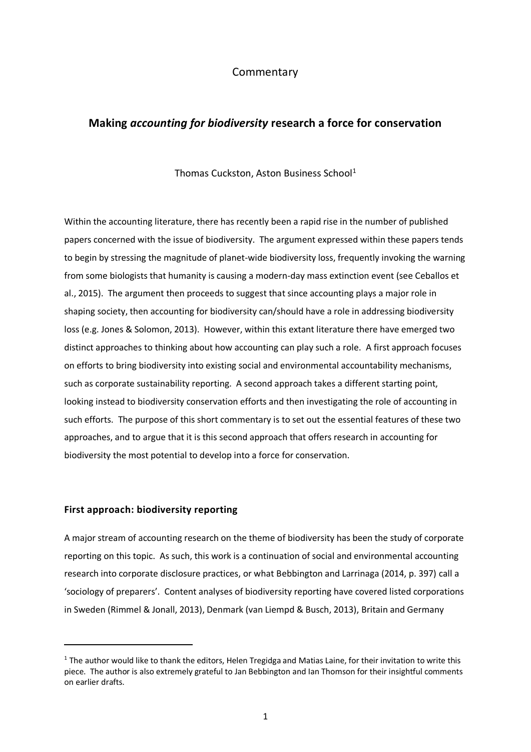Commentary

# Making *accounting for biodiversity* research a force for conservation

Thomas Cuckston, Aston Business School[1]

Within the accounting literature, there has recently been a rapid rise in the number of published papers concerned with the issue of biodiversity. The argument expressed within these papers tends to begin by stressing the magnitude of planet-wide biodiversity loss, frequently invoking the warning from some biologists that humanity is causing a modern-day mass extinction event (see Ceballos et al., 2015). The argument then proceeds to suggest that since accounting plays a major role in shaping society, then accounting for biodiversity can/should have a role in addressing biodiversity loss (e.g. Jones & Solomon, 2013). However, within this extant literature there have emerged two distinct approaches to thinking about how accounting can play such a role. A first approach focuses on efforts to bring biodiversity into existing social and environmental accountability mechanisms, such as corporate sustainability reporting. A second approach takes a different starting point, looking instead to biodiversity conservation efforts and then investigating the role of accounting in such efforts. The purpose of this short commentary is to set out the essential features of these two approaches, and to argue that it is this second approach that offers research in accounting for biodiversity the most potential to develop into a force for conservation.

## First approach: biodiversity reporting

A major stream of accounting research on the theme of biodiversity has been the study of corporate reporting on this topic. As such, this work is a continuation of social and environmental accounting research into corporate disclosure practices, or what Bebbington and Larrinaga (2014, p. 397) call a 'sociology of preparers'. Content analyses of biodiversity reporting have covered listed corporations in Sweden (Rimmel & Jonall, 2013), Denmark (van Liempd & Busch, 2013), Britain and Germany

---

[1] The author would like to thank the editors, Helen Tregidga and Matias Laine, for their invitation to write this piece. The author is also extremely grateful to Jan Bebbington and Ian Thomson for their insightful comments on earlier drafts.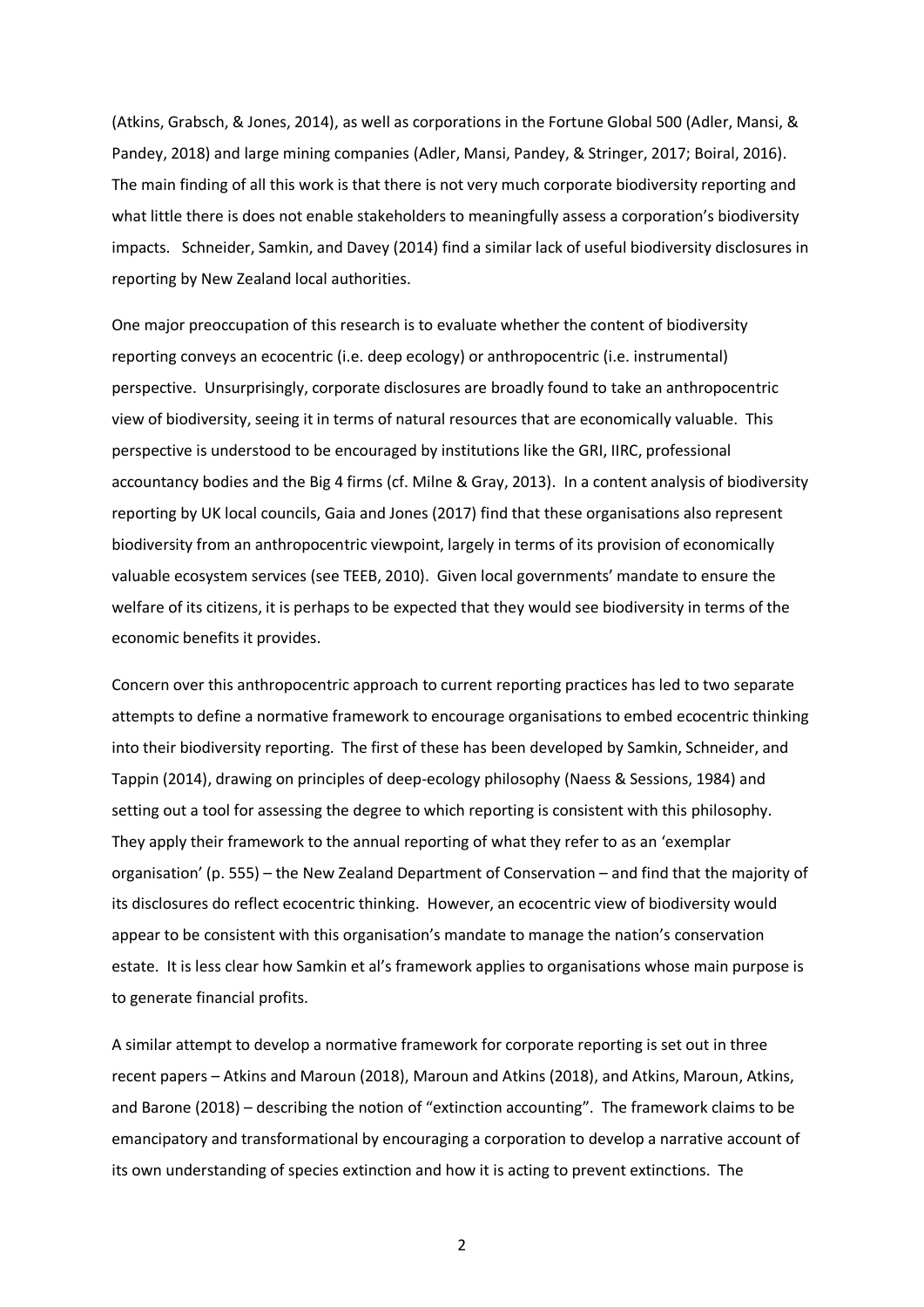(Atkins, Grabsch, & Jones, 2014), as well as corporations in the Fortune Global 500 (Adler, Mansi, & Pandey, 2018) and large mining companies (Adler, Mansi, Pandey, & Stringer, 2017; Boiral, 2016). The main finding of all this work is that there is not very much corporate biodiversity reporting and what little there is does not enable stakeholders to meaningfully assess a corporation's biodiversity impacts. Schneider, Samkin, and Davey (2014) find a similar lack of useful biodiversity disclosures in reporting by New Zealand local authorities.

One major preoccupation of this research is to evaluate whether the content of biodiversity reporting conveys an ecocentric (i.e. deep ecology) or anthropocentric (i.e. instrumental) perspective. Unsurprisingly, corporate disclosures are broadly found to take an anthropocentric view of biodiversity, seeing it in terms of natural resources that are economically valuable. This perspective is understood to be encouraged by institutions like the GRI, IIRC, professional accountancy bodies and the Big 4 firms (cf. Milne & Gray, 2013). In a content analysis of biodiversity reporting by UK local councils, Gaia and Jones (2017) find that these organisations also represent biodiversity from an anthropocentric viewpoint, largely in terms of its provision of economically valuable ecosystem services (see TEEB, 2010). Given local governments' mandate to ensure the welfare of its citizens, it is perhaps to be expected that they would see biodiversity in terms of the economic benefits it provides.

Concern over this anthropocentric approach to current reporting practices has led to two separate attempts to define a normative framework to encourage organisations to embed ecocentric thinking into their biodiversity reporting. The first of these has been developed by Samkin, Schneider, and Tappin (2014), drawing on principles of deep-ecology philosophy (Naess & Sessions, 1984) and setting out a tool for assessing the degree to which reporting is consistent with this philosophy. They apply their framework to the annual reporting of what they refer to as an 'exemplar organisation' (p. 555) – the New Zealand Department of Conservation – and find that the majority of its disclosures do reflect ecocentric thinking. However, an ecocentric view of biodiversity would appear to be consistent with this organisation's mandate to manage the nation's conservation estate. It is less clear how Samkin et al's framework applies to organisations whose main purpose is to generate financial profits.

A similar attempt to develop a normative framework for corporate reporting is set out in three recent papers – Atkins and Maroun (2018), Maroun and Atkins (2018), and Atkins, Maroun, Atkins, and Barone (2018) – describing the notion of "extinction accounting". The framework claims to be emancipatory and transformational by encouraging a corporation to develop a narrative account of its own understanding of species extinction and how it is acting to prevent extinctions. The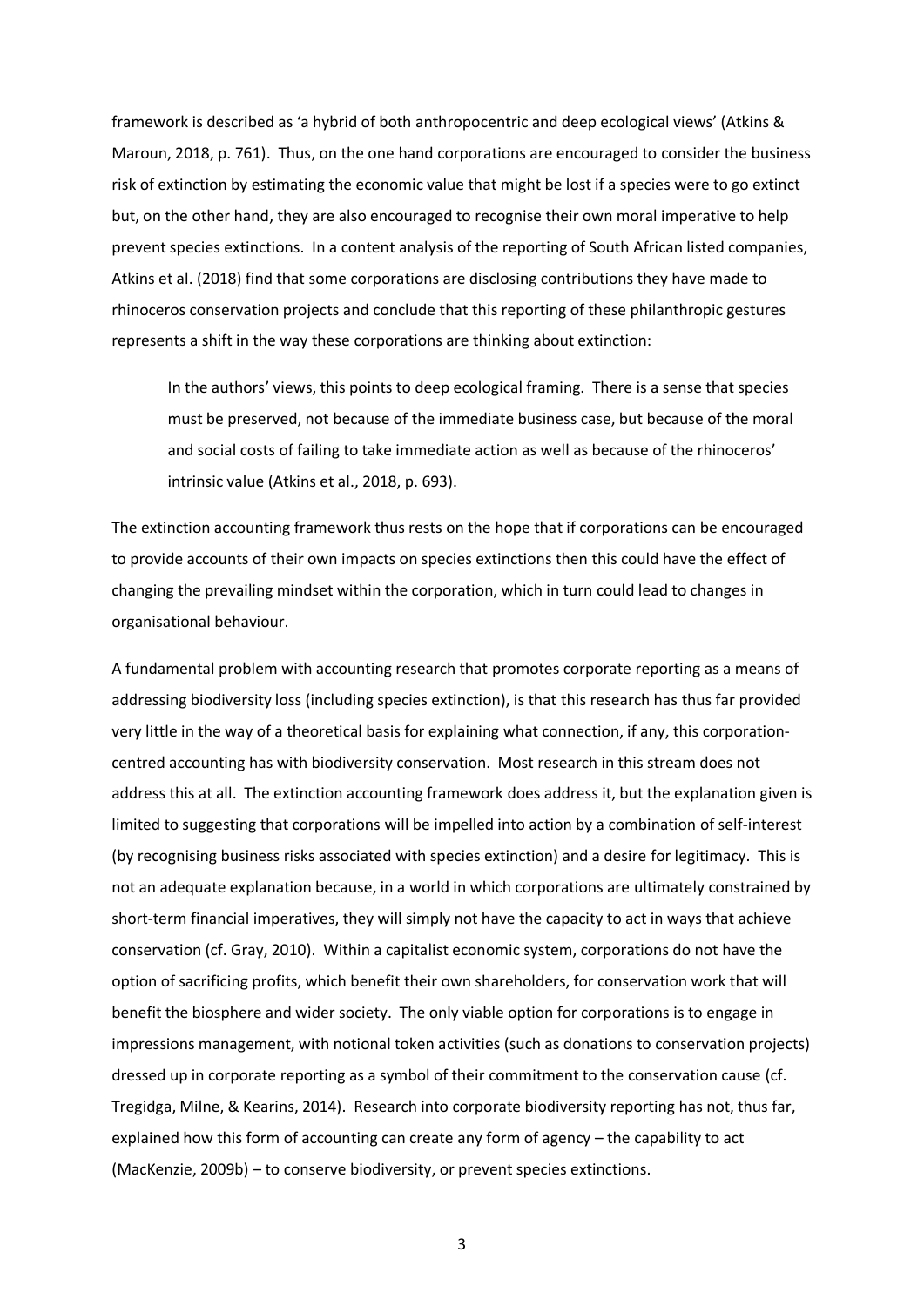framework is described as 'a hybrid of both anthropocentric and deep ecological views' (Atkins & Maroun, 2018, p. 761). Thus, on the one hand corporations are encouraged to consider the business risk of extinction by estimating the economic value that might be lost if a species were to go extinct but, on the other hand, they are also encouraged to recognise their own moral imperative to help prevent species extinctions. In a content analysis of the reporting of South African listed companies, Atkins et al. (2018) find that some corporations are disclosing contributions they have made to rhinoceros conservation projects and conclude that this reporting of these philanthropic gestures represents a shift in the way these corporations are thinking about extinction:

> In the authors' views, this points to deep ecological framing. There is a sense that species must be preserved, not because of the immediate business case, but because of the moral and social costs of failing to take immediate action as well as because of the rhinoceros' intrinsic value (Atkins et al., 2018, p. 693).

The extinction accounting framework thus rests on the hope that if corporations can be encouraged to provide accounts of their own impacts on species extinctions then this could have the effect of changing the prevailing mindset within the corporation, which in turn could lead to changes in organisational behaviour.

A fundamental problem with accounting research that promotes corporate reporting as a means of addressing biodiversity loss (including species extinction), is that this research has thus far provided very little in the way of a theoretical basis for explaining what connection, if any, this corporation-centred accounting has with biodiversity conservation. Most research in this stream does not address this at all. The extinction accounting framework does address it, but the explanation given is limited to suggesting that corporations will be impelled into action by a combination of self-interest (by recognising business risks associated with species extinction) and a desire for legitimacy. This is not an adequate explanation because, in a world in which corporations are ultimately constrained by short-term financial imperatives, they will simply not have the capacity to act in ways that achieve conservation (cf. Gray, 2010). Within a capitalist economic system, corporations do not have the option of sacrificing profits, which benefit their own shareholders, for conservation work that will benefit the biosphere and wider society. The only viable option for corporations is to engage in impressions management, with notional token activities (such as donations to conservation projects) dressed up in corporate reporting as a symbol of their commitment to the conservation cause (cf. Tregidga, Milne, & Kearins, 2014). Research into corporate biodiversity reporting has not, thus far, explained how this form of accounting can create any form of agency – the capability to act (MacKenzie, 2009b) – to conserve biodiversity, or prevent species extinctions.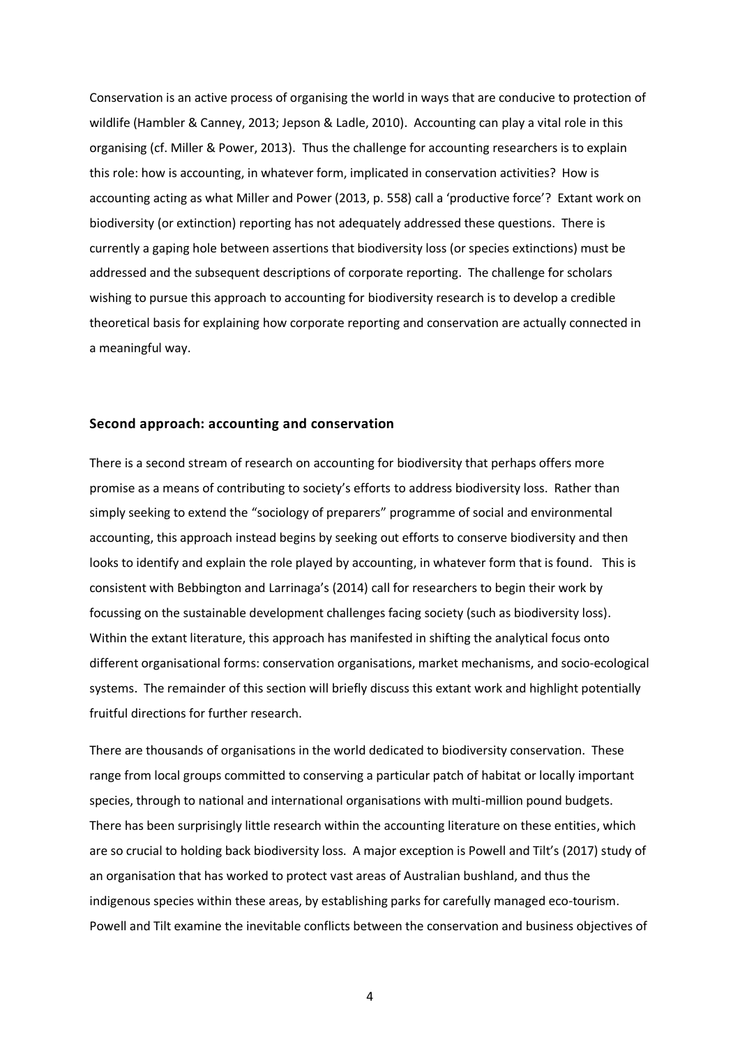Conservation is an active process of organising the world in ways that are conducive to protection of wildlife (Hambler & Canney, 2013; Jepson & Ladle, 2010). Accounting can play a vital role in this organising (cf. Miller & Power, 2013). Thus the challenge for accounting researchers is to explain this role: how is accounting, in whatever form, implicated in conservation activities? How is accounting acting as what Miller and Power (2013, p. 558) call a 'productive force'? Extant work on biodiversity (or extinction) reporting has not adequately addressed these questions. There is currently a gaping hole between assertions that biodiversity loss (or species extinctions) must be addressed and the subsequent descriptions of corporate reporting. The challenge for scholars wishing to pursue this approach to accounting for biodiversity research is to develop a credible theoretical basis for explaining how corporate reporting and conservation are actually connected in a meaningful way.

## Second approach: accounting and conservation

There is a second stream of research on accounting for biodiversity that perhaps offers more promise as a means of contributing to society's efforts to address biodiversity loss. Rather than simply seeking to extend the "sociology of preparers" programme of social and environmental accounting, this approach instead begins by seeking out efforts to conserve biodiversity and then looks to identify and explain the role played by accounting, in whatever form that is found. This is consistent with Bebbington and Larrinaga's (2014) call for researchers to begin their work by focussing on the sustainable development challenges facing society (such as biodiversity loss). Within the extant literature, this approach has manifested in shifting the analytical focus onto different organisational forms: conservation organisations, market mechanisms, and socio-ecological systems. The remainder of this section will briefly discuss this extant work and highlight potentially fruitful directions for further research.

There are thousands of organisations in the world dedicated to biodiversity conservation. These range from local groups committed to conserving a particular patch of habitat or locally important species, through to national and international organisations with multi-million pound budgets. There has been surprisingly little research within the accounting literature on these entities, which are so crucial to holding back biodiversity loss. A major exception is Powell and Tilt's (2017) study of an organisation that has worked to protect vast areas of Australian bushland, and thus the indigenous species within these areas, by establishing parks for carefully managed eco-tourism. Powell and Tilt examine the inevitable conflicts between the conservation and business objectives of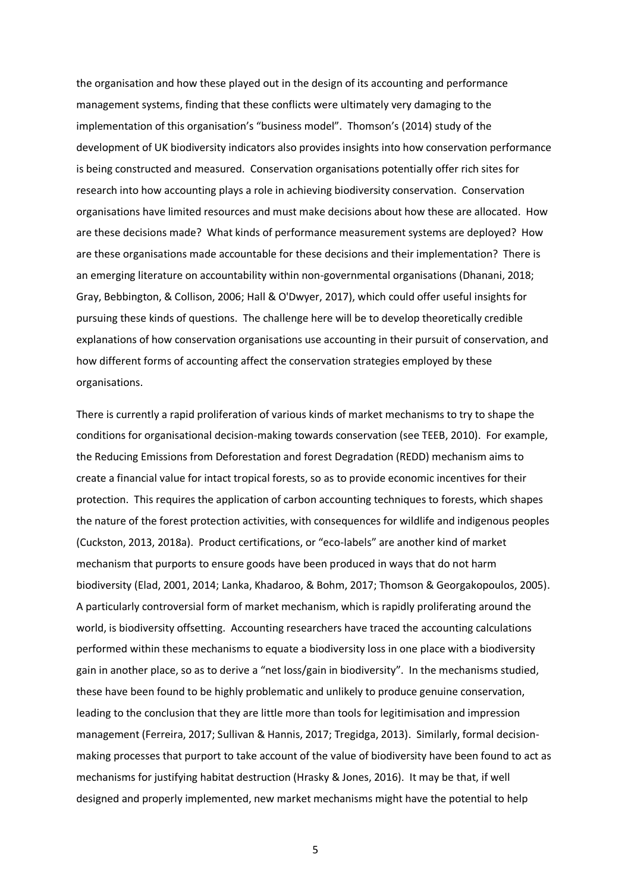the organisation and how these played out in the design of its accounting and performance management systems, finding that these conflicts were ultimately very damaging to the implementation of this organisation's "business model". Thomson's (2014) study of the development of UK biodiversity indicators also provides insights into how conservation performance is being constructed and measured. Conservation organisations potentially offer rich sites for research into how accounting plays a role in achieving biodiversity conservation. Conservation organisations have limited resources and must make decisions about how these are allocated. How are these decisions made? What kinds of performance measurement systems are deployed? How are these organisations made accountable for these decisions and their implementation? There is an emerging literature on accountability within non-governmental organisations (Dhanani, 2018; Gray, Bebbington, & Collison, 2006; Hall & O'Dwyer, 2017), which could offer useful insights for pursuing these kinds of questions. The challenge here will be to develop theoretically credible explanations of how conservation organisations use accounting in their pursuit of conservation, and how different forms of accounting affect the conservation strategies employed by these organisations.

There is currently a rapid proliferation of various kinds of market mechanisms to try to shape the conditions for organisational decision-making towards conservation (see TEEB, 2010). For example, the Reducing Emissions from Deforestation and forest Degradation (REDD) mechanism aims to create a financial value for intact tropical forests, so as to provide economic incentives for their protection. This requires the application of carbon accounting techniques to forests, which shapes the nature of the forest protection activities, with consequences for wildlife and indigenous peoples (Cuckston, 2013, 2018a). Product certifications, or "eco-labels" are another kind of market mechanism that purports to ensure goods have been produced in ways that do not harm biodiversity (Elad, 2001, 2014; Lanka, Khadaroo, & Bohm, 2017; Thomson & Georgakopoulos, 2005). A particularly controversial form of market mechanism, which is rapidly proliferating around the world, is biodiversity offsetting. Accounting researchers have traced the accounting calculations performed within these mechanisms to equate a biodiversity loss in one place with a biodiversity gain in another place, so as to derive a "net loss/gain in biodiversity". In the mechanisms studied, these have been found to be highly problematic and unlikely to produce genuine conservation, leading to the conclusion that they are little more than tools for legitimisation and impression management (Ferreira, 2017; Sullivan & Hannis, 2017; Tregidga, 2013). Similarly, formal decision-making processes that purport to take account of the value of biodiversity have been found to act as mechanisms for justifying habitat destruction (Hrasky & Jones, 2016). It may be that, if well designed and properly implemented, new market mechanisms might have the potential to help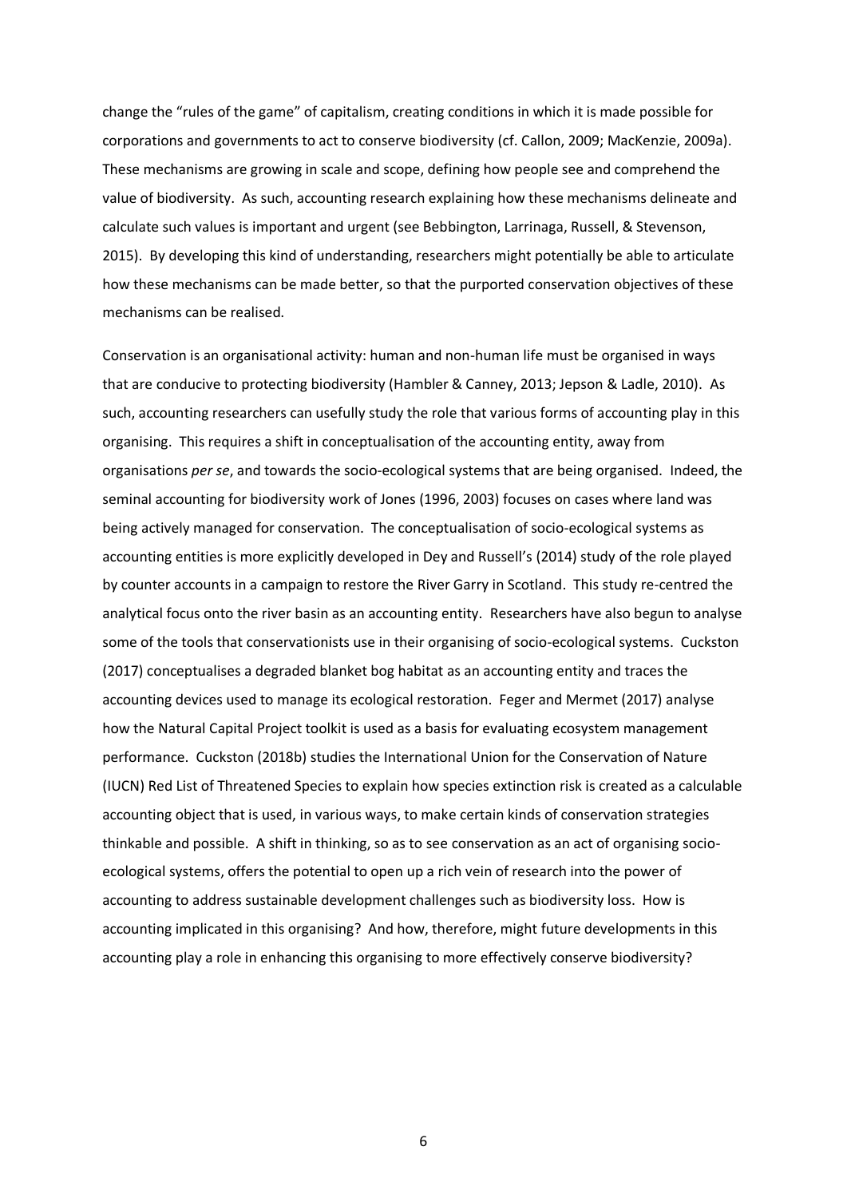change the "rules of the game" of capitalism, creating conditions in which it is made possible for corporations and governments to act to conserve biodiversity (cf. Callon, 2009; MacKenzie, 2009a). These mechanisms are growing in scale and scope, defining how people see and comprehend the value of biodiversity. As such, accounting research explaining how these mechanisms delineate and calculate such values is important and urgent (see Bebbington, Larrinaga, Russell, & Stevenson, 2015). By developing this kind of understanding, researchers might potentially be able to articulate how these mechanisms can be made better, so that the purported conservation objectives of these mechanisms can be realised.

Conservation is an organisational activity: human and non-human life must be organised in ways that are conducive to protecting biodiversity (Hambler & Canney, 2013; Jepson & Ladle, 2010). As such, accounting researchers can usefully study the role that various forms of accounting play in this organising. This requires a shift in conceptualisation of the accounting entity, away from organisations *per se*, and towards the socio-ecological systems that are being organised. Indeed, the seminal accounting for biodiversity work of Jones (1996, 2003) focuses on cases where land was being actively managed for conservation. The conceptualisation of socio-ecological systems as accounting entities is more explicitly developed in Dey and Russell's (2014) study of the role played by counter accounts in a campaign to restore the River Garry in Scotland. This study re-centred the analytical focus onto the river basin as an accounting entity. Researchers have also begun to analyse some of the tools that conservationists use in their organising of socio-ecological systems. Cuckston (2017) conceptualises a degraded blanket bog habitat as an accounting entity and traces the accounting devices used to manage its ecological restoration. Feger and Mermet (2017) analyse how the Natural Capital Project toolkit is used as a basis for evaluating ecosystem management performance. Cuckston (2018b) studies the International Union for the Conservation of Nature (IUCN) Red List of Threatened Species to explain how species extinction risk is created as a calculable accounting object that is used, in various ways, to make certain kinds of conservation strategies thinkable and possible. A shift in thinking, so as to see conservation as an act of organising socio-ecological systems, offers the potential to open up a rich vein of research into the power of accounting to address sustainable development challenges such as biodiversity loss. How is accounting implicated in this organising? And how, therefore, might future developments in this accounting play a role in enhancing this organising to more effectively conserve biodiversity?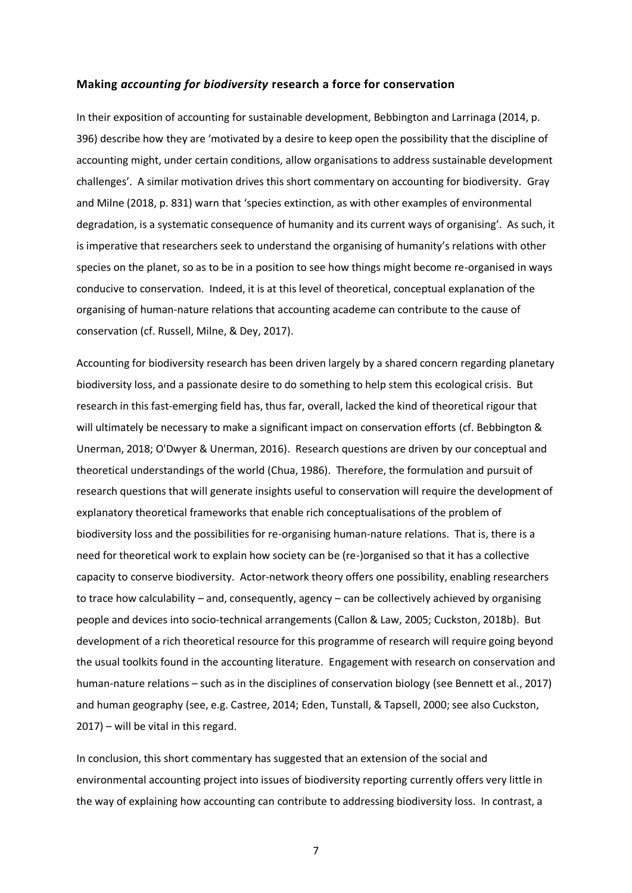### Making *accounting for biodiversity* research a force for conservation

In their exposition of accounting for sustainable development, Bebbington and Larrinaga (2014, p. 396) describe how they are 'motivated by a desire to keep open the possibility that the discipline of accounting might, under certain conditions, allow organisations to address sustainable development challenges'. A similar motivation drives this short commentary on accounting for biodiversity. Gray and Milne (2018, p. 831) warn that 'species extinction, as with other examples of environmental degradation, is a systematic consequence of humanity and its current ways of organising'. As such, it is imperative that researchers seek to understand the organising of humanity's relations with other species on the planet, so as to be in a position to see how things might become re-organised in ways conducive to conservation. Indeed, it is at this level of theoretical, conceptual explanation of the organising of human-nature relations that accounting academe can contribute to the cause of conservation (cf. Russell, Milne, & Dey, 2017).

Accounting for biodiversity research has been driven largely by a shared concern regarding planetary biodiversity loss, and a passionate desire to do something to help stem this ecological crisis. But research in this fast-emerging field has, thus far, overall, lacked the kind of theoretical rigour that will ultimately be necessary to make a significant impact on conservation efforts (cf. Bebbington & Unerman, 2018; O'Dwyer & Unerman, 2016). Research questions are driven by our conceptual and theoretical understandings of the world (Chua, 1986). Therefore, the formulation and pursuit of research questions that will generate insights useful to conservation will require the development of explanatory theoretical frameworks that enable rich conceptualisations of the problem of biodiversity loss and the possibilities for re-organising human-nature relations. That is, there is a need for theoretical work to explain how society can be (re-)organised so that it has a collective capacity to conserve biodiversity. Actor-network theory offers one possibility, enabling researchers to trace how calculability – and, consequently, agency – can be collectively achieved by organising people and devices into socio-technical arrangements (Callon & Law, 2005; Cuckston, 2018b). But development of a rich theoretical resource for this programme of research will require going beyond the usual toolkits found in the accounting literature. Engagement with research on conservation and human-nature relations – such as in the disciplines of conservation biology (see Bennett et al., 2017) and human geography (see, e.g. Castree, 2014; Eden, Tunstall, & Tapsell, 2000; see also Cuckston, 2017) – will be vital in this regard.

In conclusion, this short commentary has suggested that an extension of the social and environmental accounting project into issues of biodiversity reporting currently offers very little in the way of explaining how accounting can contribute to addressing biodiversity loss. In contrast, a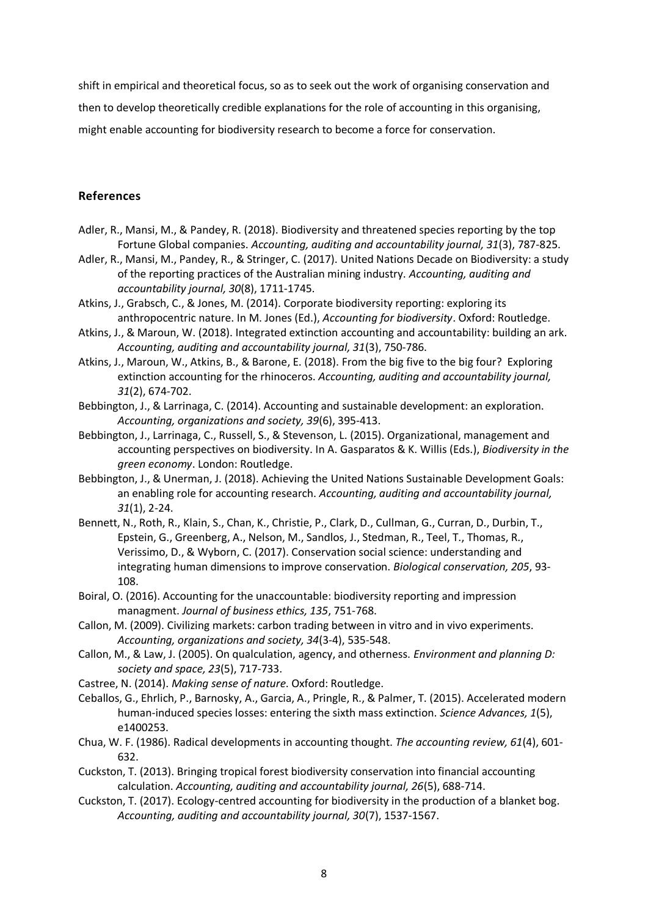shift in empirical and theoretical focus, so as to seek out the work of organising conservation and then to develop theoretically credible explanations for the role of accounting in this organising, might enable accounting for biodiversity research to become a force for conservation.

## References

Adler, R., Mansi, M., & Pandey, R. (2018). Biodiversity and threatened species reporting by the top Fortune Global companies. *Accounting, auditing and accountability journal, 31*(3), 787-825.

Adler, R., Mansi, M., Pandey, R., & Stringer, C. (2017). United Nations Decade on Biodiversity: a study of the reporting practices of the Australian mining industry. *Accounting, auditing and accountability journal, 30*(8), 1711-1745.

Atkins, J., Grabsch, C., & Jones, M. (2014). Corporate biodiversity reporting: exploring its anthropocentric nature. In M. Jones (Ed.), *Accounting for biodiversity*. Oxford: Routledge.

Atkins, J., & Maroun, W. (2018). Integrated extinction accounting and accountability: building an ark. *Accounting, auditing and accountability journal, 31*(3), 750-786.

Atkins, J., Maroun, W., Atkins, B., & Barone, E. (2018). From the big five to the big four? Exploring extinction accounting for the rhinoceros. *Accounting, auditing and accountability journal, 31*(2), 674-702.

Bebbington, J., & Larrinaga, C. (2014). Accounting and sustainable development: an exploration. *Accounting, organizations and society, 39*(6), 395-413.

Bebbington, J., Larrinaga, C., Russell, S., & Stevenson, L. (2015). Organizational, management and accounting perspectives on biodiversity. In A. Gasparatos & K. Willis (Eds.), *Biodiversity in the green economy*. London: Routledge.

Bebbington, J., & Unerman, J. (2018). Achieving the United Nations Sustainable Development Goals: an enabling role for accounting research. *Accounting, auditing and accountability journal, 31*(1), 2-24.

Bennett, N., Roth, R., Klain, S., Chan, K., Christie, P., Clark, D., Cullman, G., Curran, D., Durbin, T., Epstein, G., Greenberg, A., Nelson, M., Sandlos, J., Stedman, R., Teel, T., Thomas, R., Verissimo, D., & Wyborn, C. (2017). Conservation social science: understanding and integrating human dimensions to improve conservation. *Biological conservation, 205*, 93-108.

Boiral, O. (2016). Accounting for the unaccountable: biodiversity reporting and impression managment. *Journal of business ethics, 135*, 751-768.

Callon, M. (2009). Civilizing markets: carbon trading between in vitro and in vivo experiments. *Accounting, organizations and society, 34*(3-4), 535-548.

Callon, M., & Law, J. (2005). On qualculation, agency, and otherness. *Environment and planning D: society and space, 23*(5), 717-733.

Castree, N. (2014). *Making sense of nature*. Oxford: Routledge.

Ceballos, G., Ehrlich, P., Barnosky, A., Garcia, A., Pringle, R., & Palmer, T. (2015). Accelerated modern human-induced species losses: entering the sixth mass extinction. *Science Advances, 1*(5), e1400253.

Chua, W. F. (1986). Radical developments in accounting thought. *The accounting review, 61*(4), 601-632.

Cuckston, T. (2013). Bringing tropical forest biodiversity conservation into financial accounting calculation. *Accounting, auditing and accountability journal, 26*(5), 688-714.

Cuckston, T. (2017). Ecology-centred accounting for biodiversity in the production of a blanket bog. *Accounting, auditing and accountability journal, 30*(7), 1537-1567.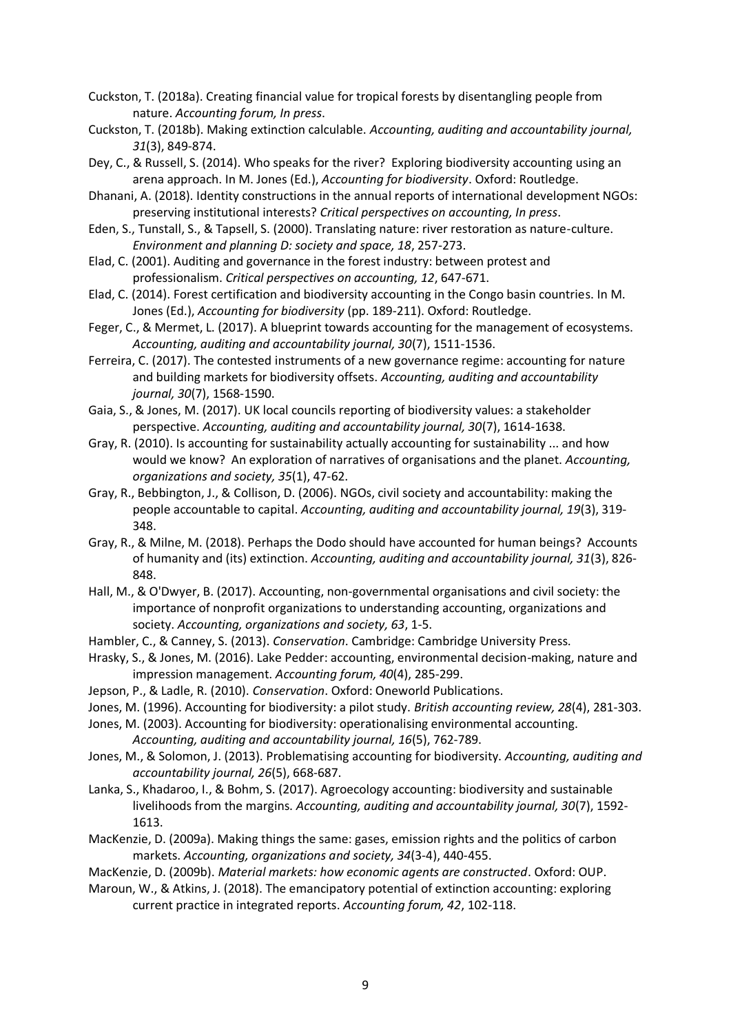Cuckston, T. (2018a). Creating financial value for tropical forests by disentangling people from nature. *Accounting forum, In press*.

Cuckston, T. (2018b). Making extinction calculable. *Accounting, auditing and accountability journal, 31*(3), 849-874.

Dey, C., & Russell, S. (2014). Who speaks for the river? Exploring biodiversity accounting using an arena approach. In M. Jones (Ed.), *Accounting for biodiversity*. Oxford: Routledge.

Dhanani, A. (2018). Identity constructions in the annual reports of international development NGOs: preserving institutional interests? *Critical perspectives on accounting, In press*.

Eden, S., Tunstall, S., & Tapsell, S. (2000). Translating nature: river restoration as nature-culture. *Environment and planning D: society and space, 18*, 257-273.

Elad, C. (2001). Auditing and governance in the forest industry: between protest and professionalism. *Critical perspectives on accounting, 12*, 647-671.

Elad, C. (2014). Forest certification and biodiversity accounting in the Congo basin countries. In M. Jones (Ed.), *Accounting for biodiversity* (pp. 189-211). Oxford: Routledge.

Feger, C., & Mermet, L. (2017). A blueprint towards accounting for the management of ecosystems. *Accounting, auditing and accountability journal, 30*(7), 1511-1536.

Ferreira, C. (2017). The contested instruments of a new governance regime: accounting for nature and building markets for biodiversity offsets. *Accounting, auditing and accountability journal, 30*(7), 1568-1590.

Gaia, S., & Jones, M. (2017). UK local councils reporting of biodiversity values: a stakeholder perspective. *Accounting, auditing and accountability journal, 30*(7), 1614-1638.

Gray, R. (2010). Is accounting for sustainability actually accounting for sustainability ... and how would we know? An exploration of narratives of organisations and the planet. *Accounting, organizations and society, 35*(1), 47-62.

Gray, R., Bebbington, J., & Collison, D. (2006). NGOs, civil society and accountability: making the people accountable to capital. *Accounting, auditing and accountability journal, 19*(3), 319-348.

Gray, R., & Milne, M. (2018). Perhaps the Dodo should have accounted for human beings? Accounts of humanity and (its) extinction. *Accounting, auditing and accountability journal, 31*(3), 826-848.

Hall, M., & O'Dwyer, B. (2017). Accounting, non-governmental organisations and civil society: the importance of nonprofit organizations to understanding accounting, organizations and society. *Accounting, organizations and society, 63*, 1-5.

Hambler, C., & Canney, S. (2013). *Conservation*. Cambridge: Cambridge University Press.

Hrasky, S., & Jones, M. (2016). Lake Pedder: accounting, environmental decision-making, nature and impression management. *Accounting forum, 40*(4), 285-299.

Jepson, P., & Ladle, R. (2010). *Conservation*. Oxford: Oneworld Publications.

Jones, M. (1996). Accounting for biodiversity: a pilot study. *British accounting review, 28*(4), 281-303.

Jones, M. (2003). Accounting for biodiversity: operationalising environmental accounting. *Accounting, auditing and accountability journal, 16*(5), 762-789.

Jones, M., & Solomon, J. (2013). Problematising accounting for biodiversity. *Accounting, auditing and accountability journal, 26*(5), 668-687.

Lanka, S., Khadaroo, I., & Bohm, S. (2017). Agroecology accounting: biodiversity and sustainable livelihoods from the margins. *Accounting, auditing and accountability journal, 30*(7), 1592-1613.

MacKenzie, D. (2009a). Making things the same: gases, emission rights and the politics of carbon markets. *Accounting, organizations and society, 34*(3-4), 440-455.

MacKenzie, D. (2009b). *Material markets: how economic agents are constructed*. Oxford: OUP.

Maroun, W., & Atkins, J. (2018). The emancipatory potential of extinction accounting: exploring current practice in integrated reports. *Accounting forum, 42*, 102-118.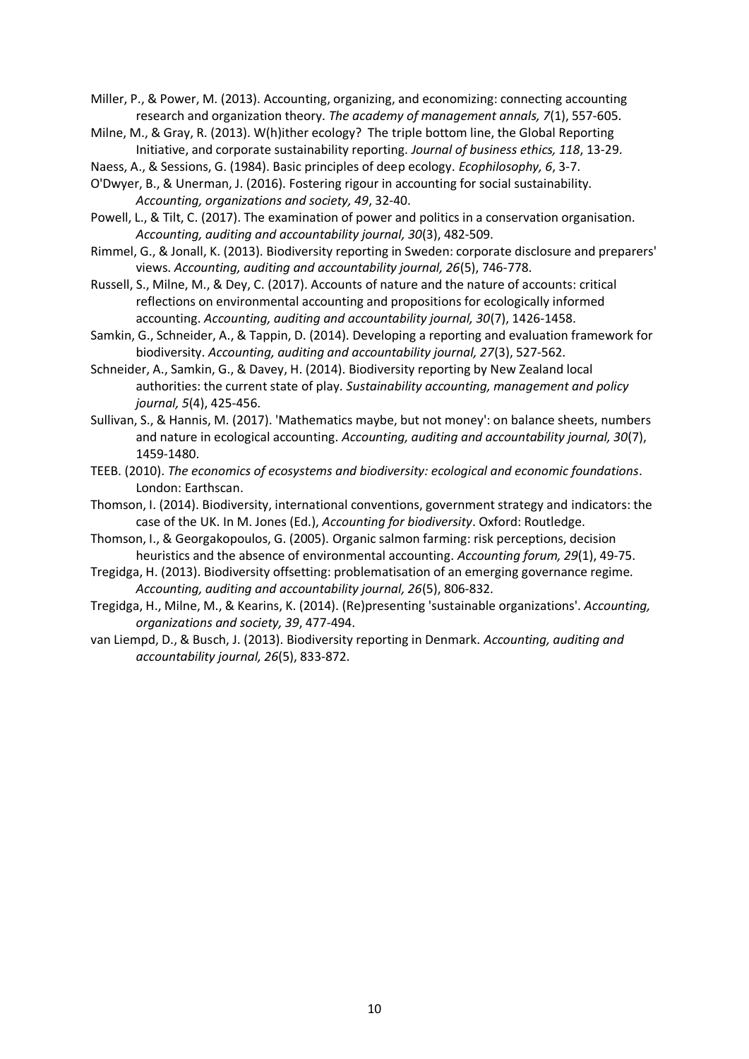Miller, P., & Power, M. (2013). Accounting, organizing, and economizing: connecting accounting research and organization theory. *The academy of management annals, 7*(1), 557-605.

Milne, M., & Gray, R. (2013). W(h)ither ecology? The triple bottom line, the Global Reporting Initiative, and corporate sustainability reporting. *Journal of business ethics, 118*, 13-29.

Naess, A., & Sessions, G. (1984). Basic principles of deep ecology. *Ecophilosophy, 6*, 3-7.

O'Dwyer, B., & Unerman, J. (2016). Fostering rigour in accounting for social sustainability. *Accounting, organizations and society, 49*, 32-40.

Powell, L., & Tilt, C. (2017). The examination of power and politics in a conservation organisation. *Accounting, auditing and accountability journal, 30*(3), 482-509.

Rimmel, G., & Jonall, K. (2013). Biodiversity reporting in Sweden: corporate disclosure and preparers' views. *Accounting, auditing and accountability journal, 26*(5), 746-778.

Russell, S., Milne, M., & Dey, C. (2017). Accounts of nature and the nature of accounts: critical reflections on environmental accounting and propositions for ecologically informed accounting. *Accounting, auditing and accountability journal, 30*(7), 1426-1458.

Samkin, G., Schneider, A., & Tappin, D. (2014). Developing a reporting and evaluation framework for biodiversity. *Accounting, auditing and accountability journal, 27*(3), 527-562.

Schneider, A., Samkin, G., & Davey, H. (2014). Biodiversity reporting by New Zealand local authorities: the current state of play. *Sustainability accounting, management and policy journal, 5*(4), 425-456.

Sullivan, S., & Hannis, M. (2017). 'Mathematics maybe, but not money': on balance sheets, numbers and nature in ecological accounting. *Accounting, auditing and accountability journal, 30*(7), 1459-1480.

TEEB. (2010). *The economics of ecosystems and biodiversity: ecological and economic foundations*. London: Earthscan.

Thomson, I. (2014). Biodiversity, international conventions, government strategy and indicators: the case of the UK. In M. Jones (Ed.), *Accounting for biodiversity*. Oxford: Routledge.

Thomson, I., & Georgakopoulos, G. (2005). Organic salmon farming: risk perceptions, decision heuristics and the absence of environmental accounting. *Accounting forum, 29*(1), 49-75.

Tregidga, H. (2013). Biodiversity offsetting: problematisation of an emerging governance regime. *Accounting, auditing and accountability journal, 26*(5), 806-832.

Tregidga, H., Milne, M., & Kearins, K. (2014). (Re)presenting 'sustainable organizations'. *Accounting, organizations and society, 39*, 477-494.

van Liempd, D., & Busch, J. (2013). Biodiversity reporting in Denmark. *Accounting, auditing and accountability journal, 26*(5), 833-872.